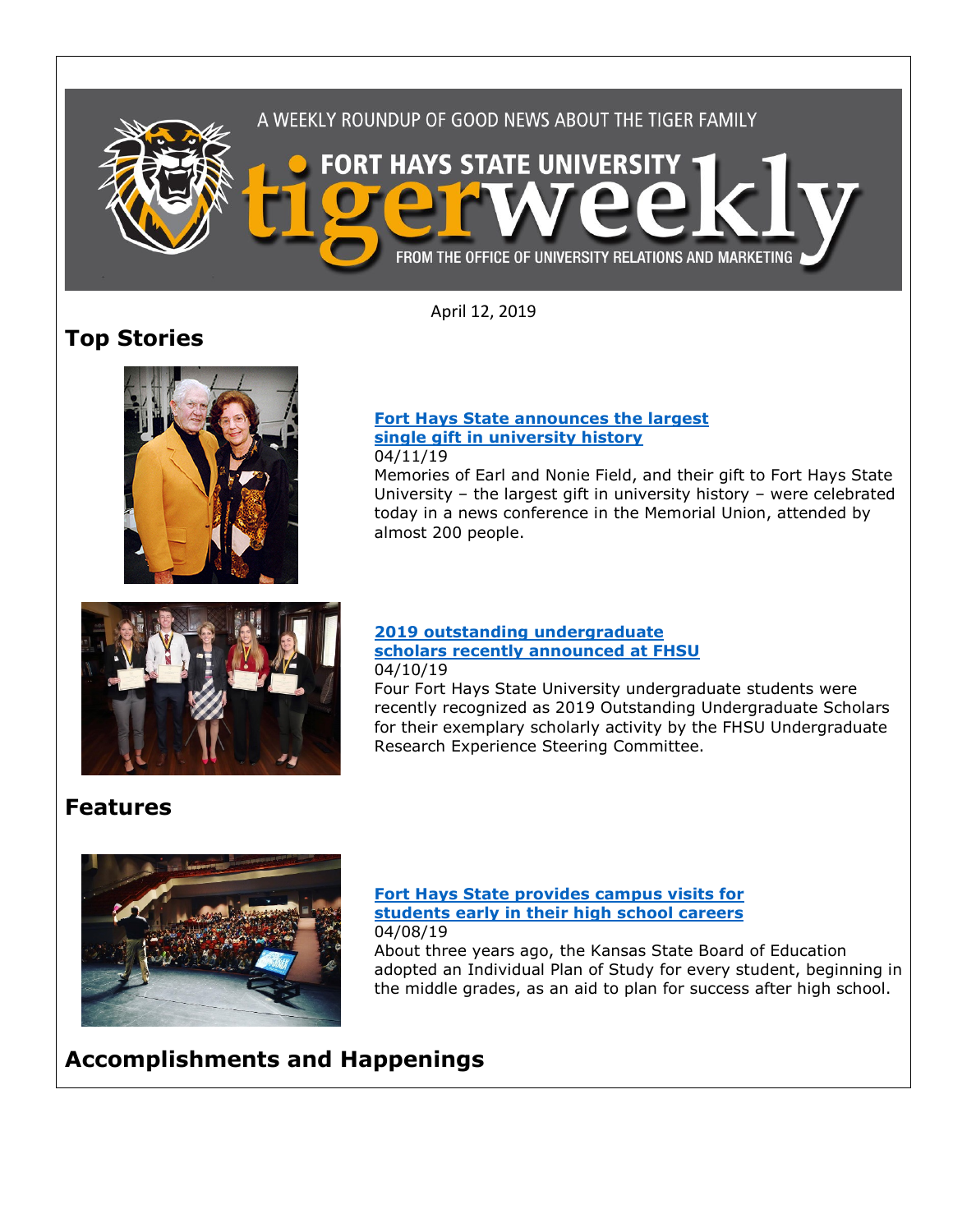A WEEKLY ROUNDUP OF GOOD NEWS ABOUT THE TIGER FAMILY

FORT HAYS STATE UNIVERSITY tigerweekly

FROM THE OFFICE OF UNIVERSITY RELATIONS AND MARKETING

April 12, 2019

## Top Stories

### Fort Hays State announces the largest single gift in university history

04/11/19

Memories of Earl and Nonie Field, and their gift to Fort Hays State University – the largest gift in university history – were celebrated today in a news conference in the Memorial Union, attended by almost 200 people.

### 2019 outstanding undergraduate scholars recently announced at FHSU

04/10/19

Four Fort Hays State University undergraduate students were recently recognized as 2019 Outstanding Undergraduate Scholars for their exemplary scholarly activity by the FHSU Undergraduate Research Experience Steering Committee.

## Features

### Fort Hays State provides campus visits for students early in their high school careers

04/08/19

About three years ago, the Kansas State Board of Education adopted an Individual Plan of Study for every student, beginning in the middle grades, as an aid to plan for success after high school.

## Accomplishments and Happenings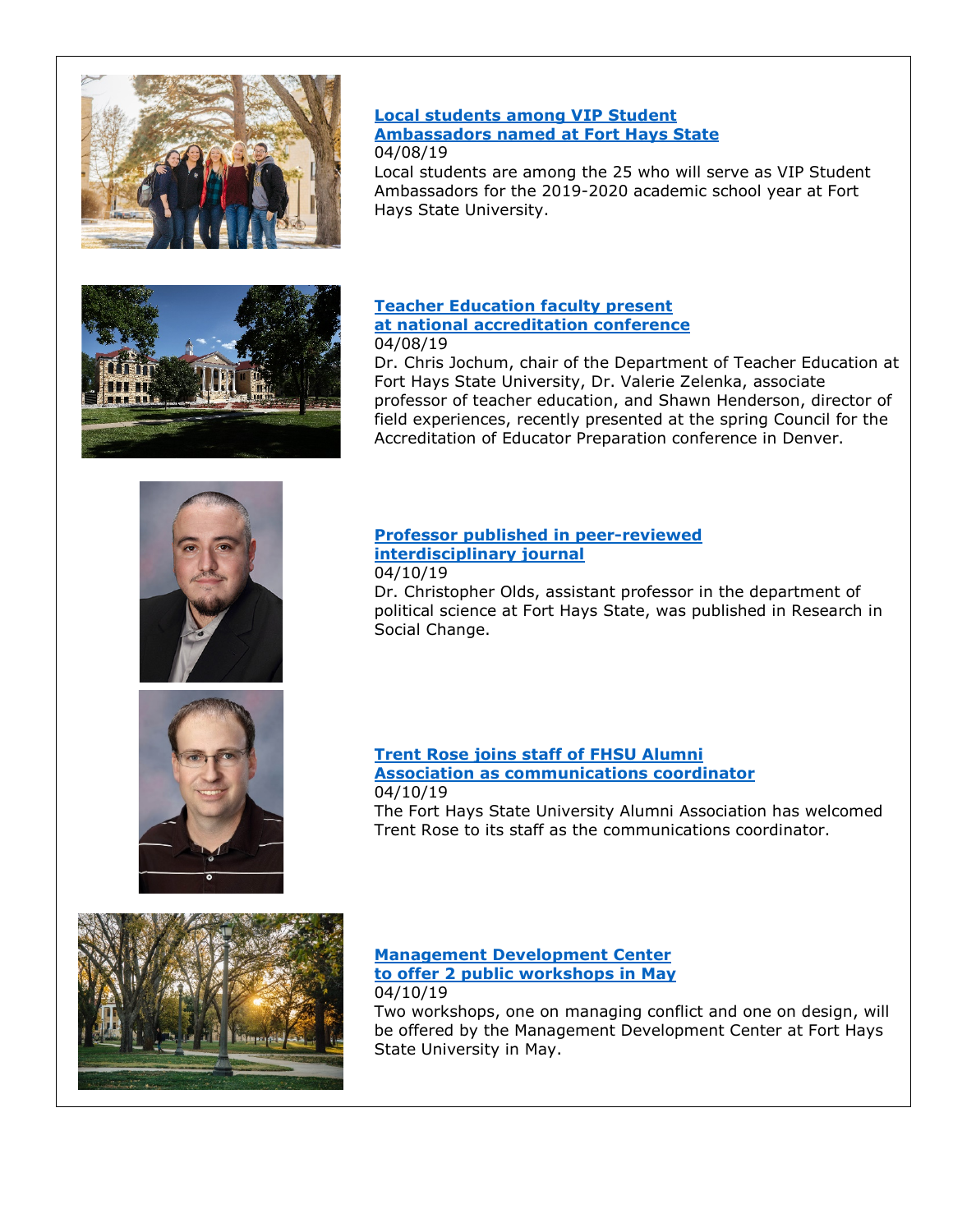**Local students among VIP Student Ambassadors named at Fort Hays State**

04/08/19

Local students are among the 25 who will serve as VIP Student Ambassadors for the 2019-2020 academic school year at Fort Hays State University.

**Teacher Education faculty present at national accreditation conference**

04/08/19

Dr. Chris Jochum, chair of the Department of Teacher Education at Fort Hays State University, Dr. Valerie Zelenka, associate professor of teacher education, and Shawn Henderson, director of field experiences, recently presented at the spring Council for the Accreditation of Educator Preparation conference in Denver.

**Professor published in peer-reviewed interdisciplinary journal**

04/10/19

Dr. Christopher Olds, assistant professor in the department of political science at Fort Hays State, was published in Research in Social Change.

**Trent Rose joins staff of FHSU Alumni Association as communications coordinator**

04/10/19

The Fort Hays State University Alumni Association has welcomed Trent Rose to its staff as the communications coordinator.

**Management Development Center to offer 2 public workshops in May**

04/10/19

Two workshops, one on managing conflict and one on design, will be offered by the Management Development Center at Fort Hays State University in May.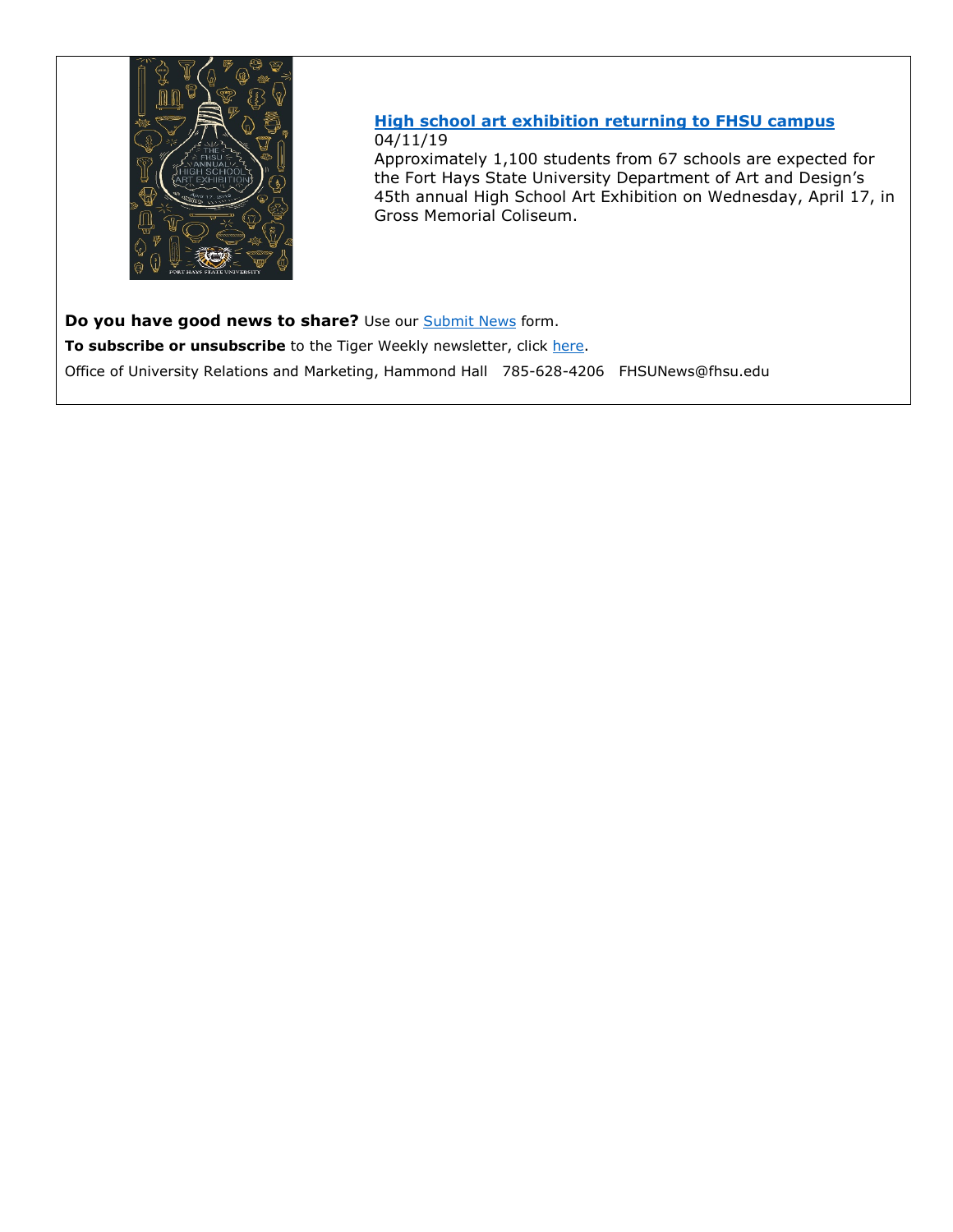**[High school art exhibition returning to FHSU campus]()**

04/11/19

Approximately 1,100 students from 67 schools are expected for the Fort Hays State University Department of Art and Design's 45th annual High School Art Exhibition on Wednesday, April 17, in Gross Memorial Coliseum.

**Do you have good news to share?** Use our [Submit News]() form.

**To subscribe or unsubscribe** to the Tiger Weekly newsletter, click [here]().

Office of University Relations and Marketing, Hammond Hall 785-628-4206 FHSUNews@fhsu.edu